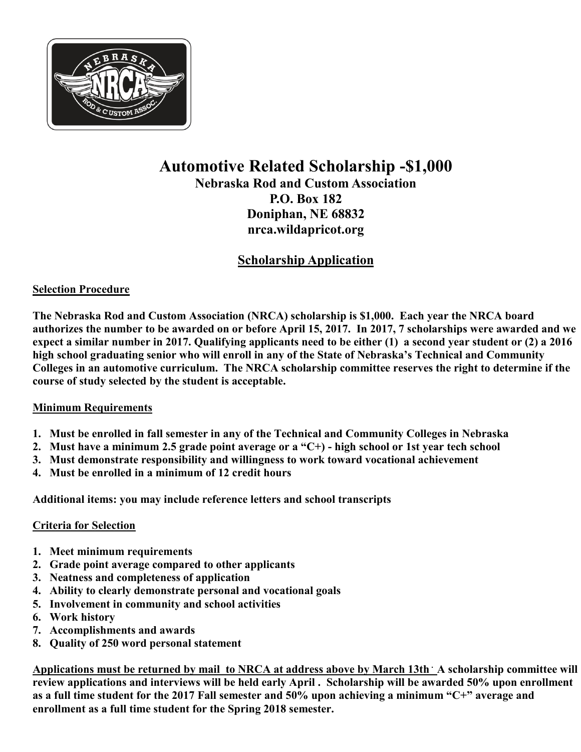# Automotive Related Scholarship -$1,000

**Nebraska Rod and Custom Association**
**P.O. Box 182**
**Doniphan, NE 68832**
**nrca.wildapricot.org**

## Scholarship Application

### Selection Procedure

**The Nebraska Rod and Custom Association (NRCA) scholarship is $1,000. Each year the NRCA board authorizes the number to be awarded on or before April 15, 2017. In 2017, 7 scholarships were awarded and we expect a similar number in 2017. Qualifying applicants need to be either (1) a second year student or (2) a 2016 high school graduating senior who will enroll in any of the State of Nebraska's Technical and Community Colleges in an automotive curriculum. The NRCA scholarship committee reserves the right to determine if the course of study selected by the student is acceptable.**

### Minimum Requirements

1. **Must be enrolled in fall semester in any of the Technical and Community Colleges in Nebraska**
2. **Must have a minimum 2.5 grade point average or a "C+) - high school or 1st year tech school**
3. **Must demonstrate responsibility and willingness to work toward vocational achievement**
4. **Must be enrolled in a minimum of 12 credit hours**

**Additional items: you may include reference letters and school transcripts**

### Criteria for Selection

1. **Meet minimum requirements**
2. **Grade point average compared to other applicants**
3. **Neatness and completeness of application**
4. **Ability to clearly demonstrate personal and vocational goals**
5. **Involvement in community and school activities**
6. **Work history**
7. **Accomplishments and awards**
8. **Quality of 250 word personal statement**

**Applications must be returned by mail to NRCA at address above by March 13th. A scholarship committee will review applications and interviews will be held early April . Scholarship will be awarded 50% upon enrollment as a full time student for the 2017 Fall semester and 50% upon achieving a minimum "C+" average and enrollment as a full time student for the Spring 2018 semester.**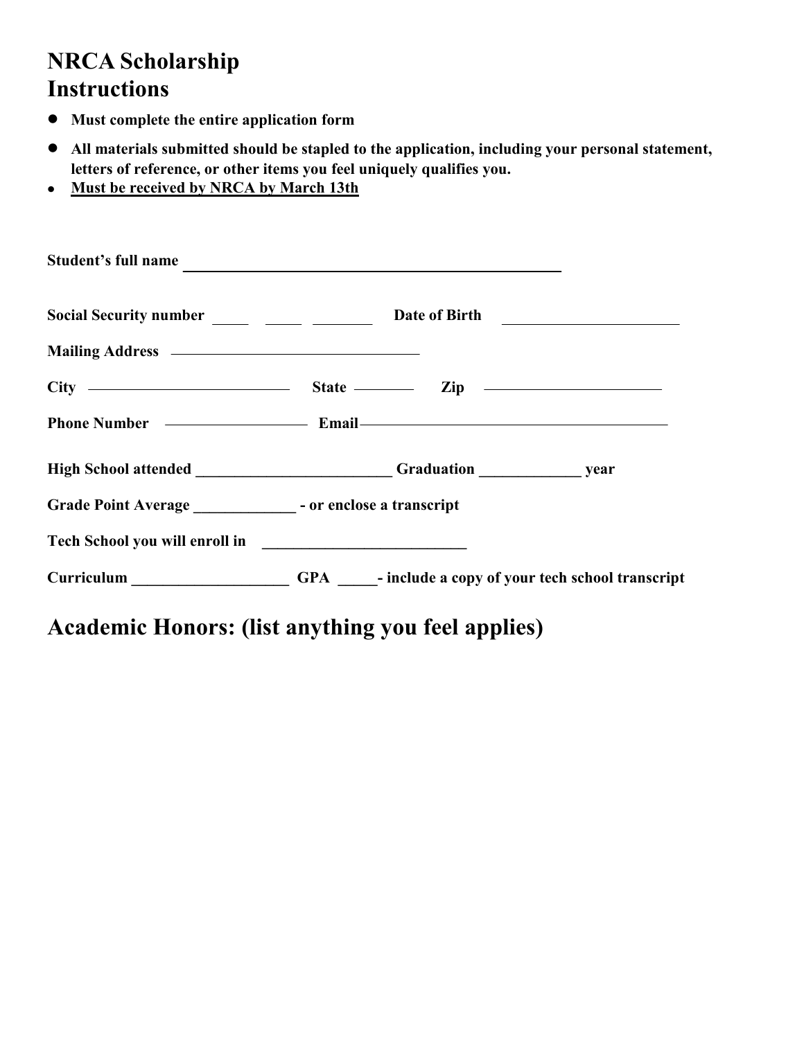# NRCA Scholarship
# Instructions

- **Must complete the entire application form**
- **All materials submitted should be stapled to the application, including your personal statement, letters of reference, or other items you feel uniquely qualifies you.**
- **Must be received by NRCA by March 13th**

**Student's full name** ______________________________________________

**Social Security number** _____ _____ ________ **Date of Birth** _______________________

**Mailing Address** ________________________________

**City** __________________________ **State** ________ **Zip** _______________________

**Phone Number** __________________ **Email** ________________________________________

**High School attended** _________________________ **Graduation** _____________ **year**

**Grade Point Average** _____________ **- or enclose a transcript**

**Tech School you will enroll in** __________________________

**Curriculum** ____________________ **GPA** _____**- include a copy of your tech school transcript**

## Academic Honors: (list anything you feel applies)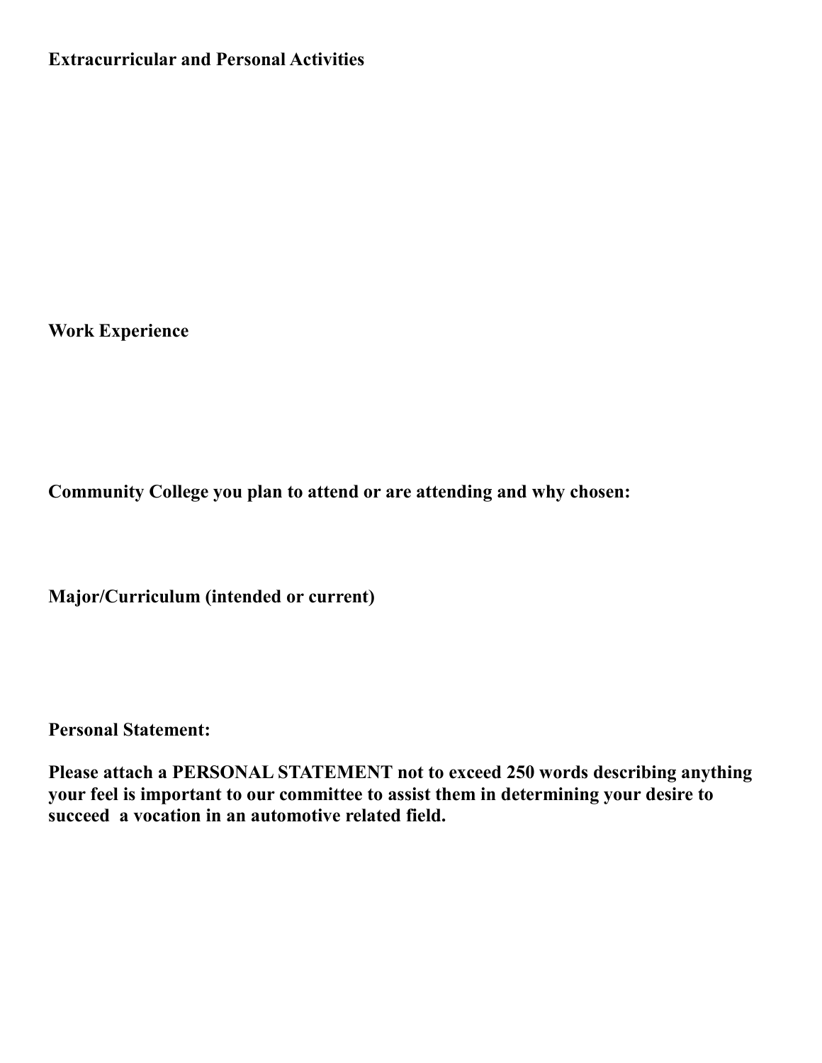**Extracurricular and Personal Activities**

**Work Experience**

**Community College you plan to attend or are attending and why chosen:**

**Major/Curriculum (intended or current)**

**Personal Statement:**

**Please attach a PERSONAL STATEMENT not to exceed 250 words describing anything your feel is important to our committee to assist them in determining your desire to succeed a vocation in an automotive related field.**